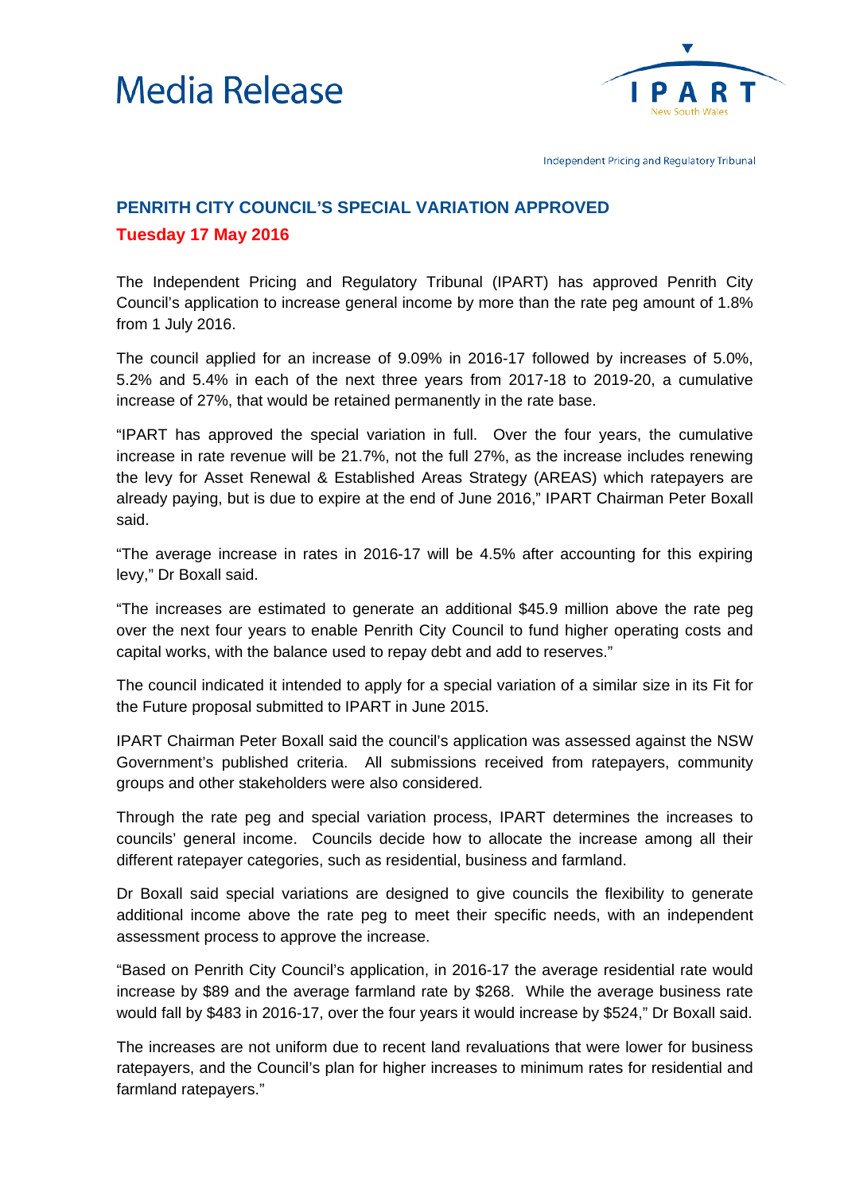# Media Release

IPART New South Wales

Independent Pricing and Regulatory Tribunal

## PENRITH CITY COUNCIL'S SPECIAL VARIATION APPROVED

**Tuesday 17 May 2016**

The Independent Pricing and Regulatory Tribunal (IPART) has approved Penrith City Council's application to increase general income by more than the rate peg amount of 1.8% from 1 July 2016.

The council applied for an increase of 9.09% in 2016-17 followed by increases of 5.0%, 5.2% and 5.4% in each of the next three years from 2017-18 to 2019-20, a cumulative increase of 27%, that would be retained permanently in the rate base.

"IPART has approved the special variation in full. Over the four years, the cumulative increase in rate revenue will be 21.7%, not the full 27%, as the increase includes renewing the levy for Asset Renewal & Established Areas Strategy (AREAS) which ratepayers are already paying, but is due to expire at the end of June 2016," IPART Chairman Peter Boxall said.

"The average increase in rates in 2016-17 will be 4.5% after accounting for this expiring levy," Dr Boxall said.

"The increases are estimated to generate an additional $45.9 million above the rate peg over the next four years to enable Penrith City Council to fund higher operating costs and capital works, with the balance used to repay debt and add to reserves."

The council indicated it intended to apply for a special variation of a similar size in its Fit for the Future proposal submitted to IPART in June 2015.

IPART Chairman Peter Boxall said the council's application was assessed against the NSW Government's published criteria. All submissions received from ratepayers, community groups and other stakeholders were also considered.

Through the rate peg and special variation process, IPART determines the increases to councils' general income. Councils decide how to allocate the increase among all their different ratepayer categories, such as residential, business and farmland.

Dr Boxall said special variations are designed to give councils the flexibility to generate additional income above the rate peg to meet their specific needs, with an independent assessment process to approve the increase.

"Based on Penrith City Council's application, in 2016-17 the average residential rate would increase by $89 and the average farmland rate by $268. While the average business rate would fall by $483 in 2016-17, over the four years it would increase by $524," Dr Boxall said.

The increases are not uniform due to recent land revaluations that were lower for business ratepayers, and the Council's plan for higher increases to minimum rates for residential and farmland ratepayers."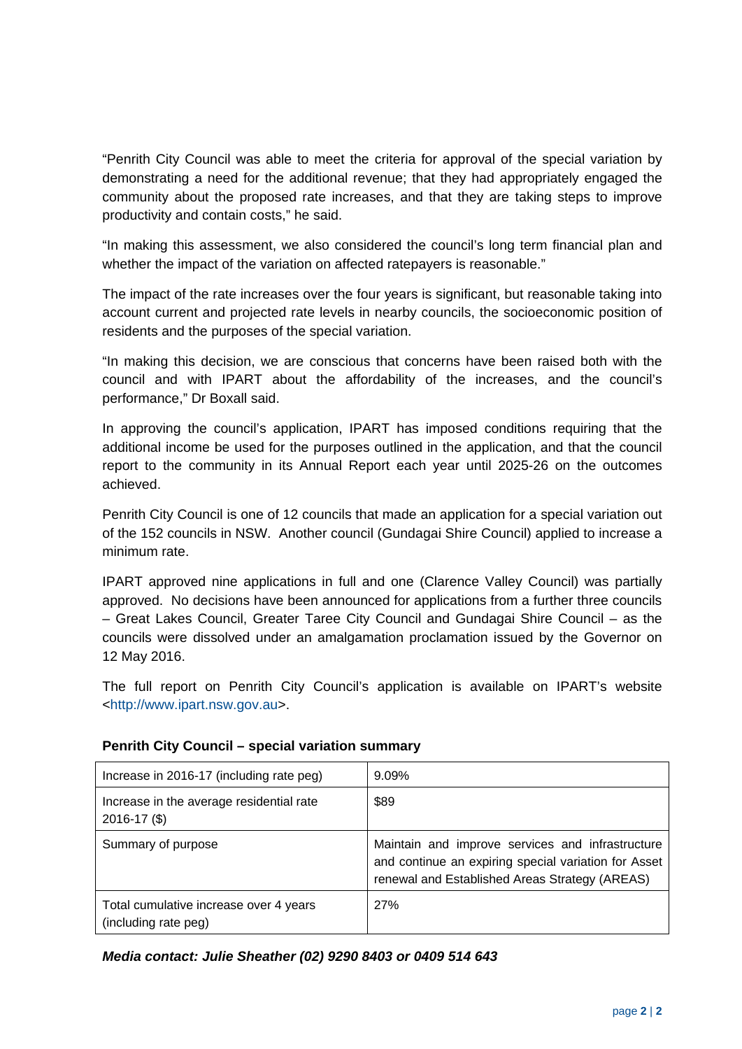"Penrith City Council was able to meet the criteria for approval of the special variation by demonstrating a need for the additional revenue; that they had appropriately engaged the community about the proposed rate increases, and that they are taking steps to improve productivity and contain costs," he said.

"In making this assessment, we also considered the council's long term financial plan and whether the impact of the variation on affected ratepayers is reasonable."

The impact of the rate increases over the four years is significant, but reasonable taking into account current and projected rate levels in nearby councils, the socioeconomic position of residents and the purposes of the special variation.

"In making this decision, we are conscious that concerns have been raised both with the council and with IPART about the affordability of the increases, and the council's performance," Dr Boxall said.

In approving the council's application, IPART has imposed conditions requiring that the additional income be used for the purposes outlined in the application, and that the council report to the community in its Annual Report each year until 2025-26 on the outcomes achieved.

Penrith City Council is one of 12 councils that made an application for a special variation out of the 152 councils in NSW. Another council (Gundagai Shire Council) applied to increase a minimum rate.

IPART approved nine applications in full and one (Clarence Valley Council) was partially approved. No decisions have been announced for applications from a further three councils – Great Lakes Council, Greater Taree City Council and Gundagai Shire Council – as the councils were dissolved under an amalgamation proclamation issued by the Governor on 12 May 2016.

The full report on Penrith City Council's application is available on IPART's website <http://www.ipart.nsw.gov.au>.

**Penrith City Council – special variation summary**

| | |
|---|---|
| Increase in 2016-17 (including rate peg) | 9.09% |
| Increase in the average residential rate 2016-17 ($) | $89 |
| Summary of purpose | Maintain and improve services and infrastructure and continue an expiring special variation for Asset renewal and Established Areas Strategy (AREAS) |
| Total cumulative increase over 4 years (including rate peg) | 27% |

***Media contact: Julie Sheather (02) 9290 8403 or 0409 514 643***